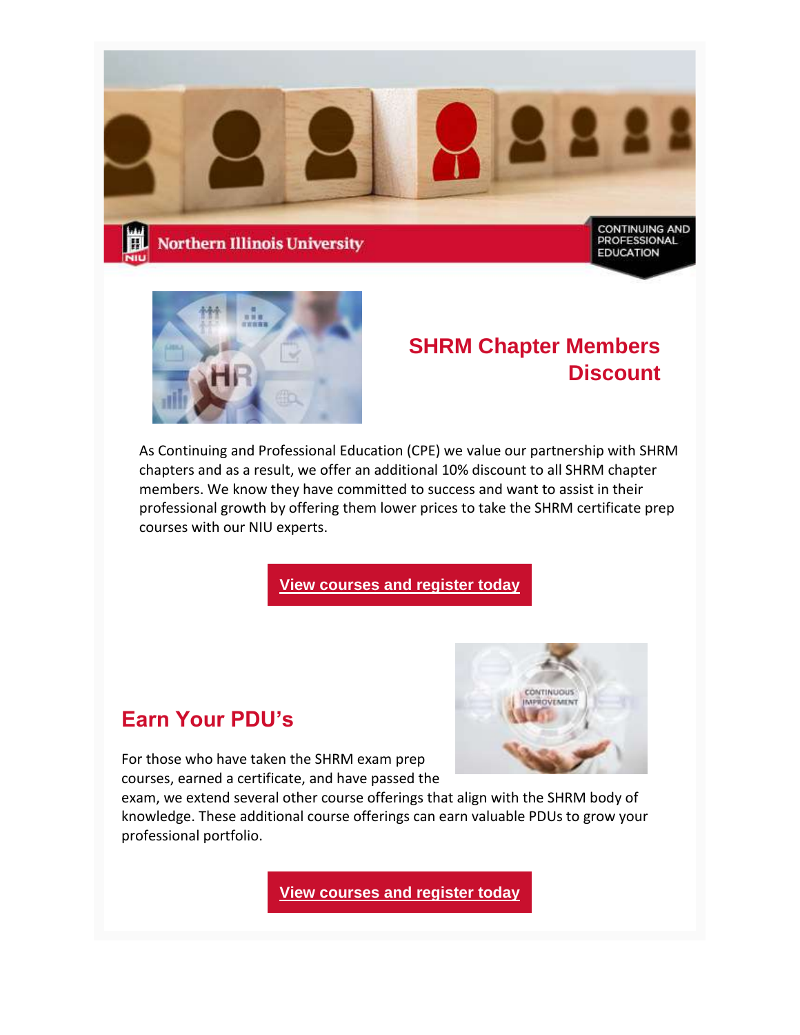Northern Illinois University

CONTINUING AND PROFESSIONAL EDUCATION

## SHRM Chapter Members Discount

As Continuing and Professional Education (CPE) we value our partnership with SHRM chapters and as a result, we offer an additional 10% discount to all SHRM chapter members. We know they have committed to success and want to assist in their professional growth by offering them lower prices to take the SHRM certificate prep courses with our NIU experts.

**View courses and register today**

## Earn Your PDU's

For those who have taken the SHRM exam prep courses, earned a certificate, and have passed the exam, we extend several other course offerings that align with the SHRM body of knowledge. These additional course offerings can earn valuable PDUs to grow your professional portfolio.

**View courses and register today**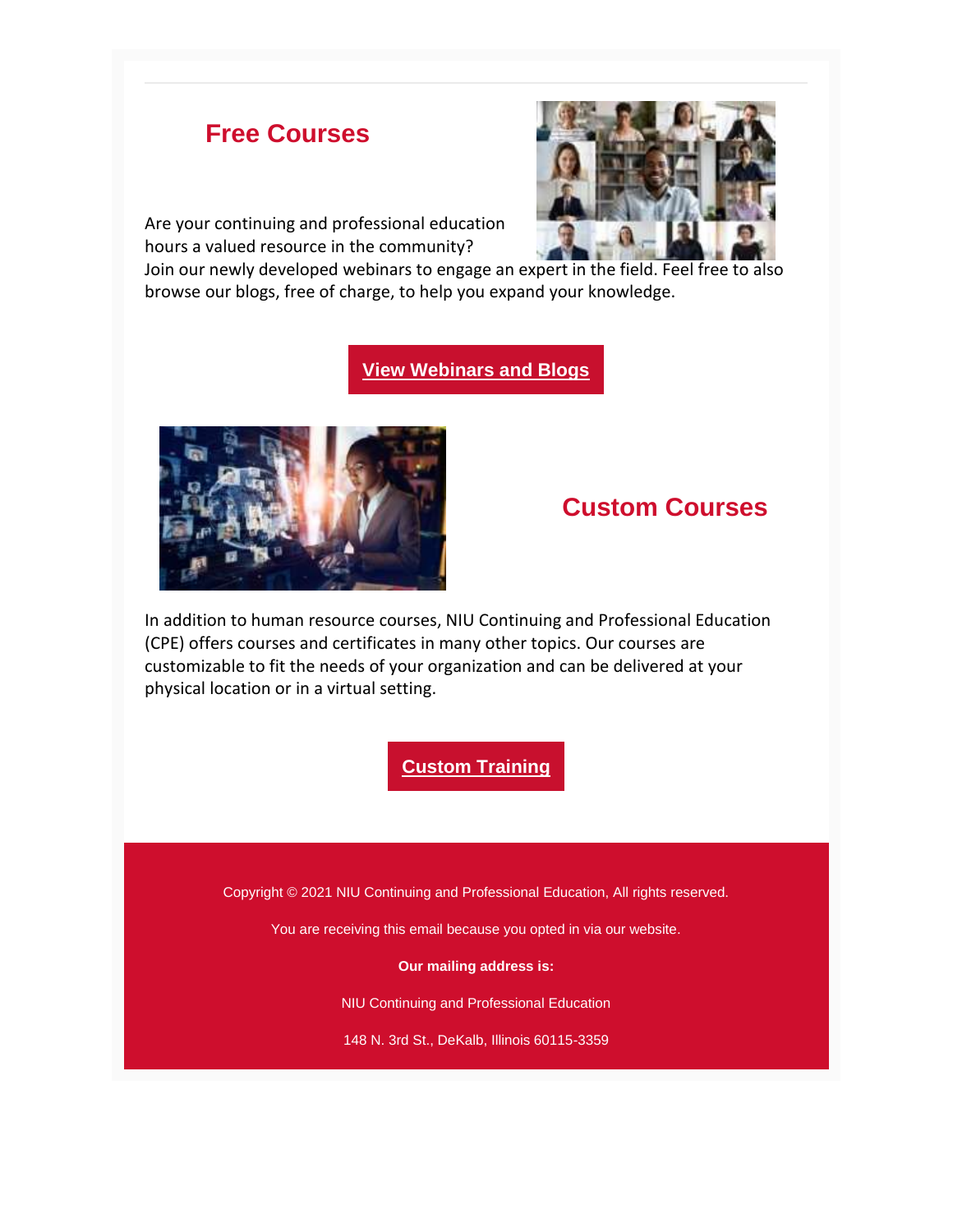## Free Courses

Are your continuing and professional education hours a valued resource in the community? Join our newly developed webinars to engage an expert in the field. Feel free to also browse our blogs, free of charge, to help you expand your knowledge.

**View Webinars and Blogs**

## Custom Courses

In addition to human resource courses, NIU Continuing and Professional Education (CPE) offers courses and certificates in many other topics. Our courses are customizable to fit the needs of your organization and can be delivered at your physical location or in a virtual setting.

**Custom Training**

Copyright © 2021 NIU Continuing and Professional Education, All rights reserved.

You are receiving this email because you opted in via our website.

**Our mailing address is:**

NIU Continuing and Professional Education

148 N. 3rd St., DeKalb, Illinois 60115-3359